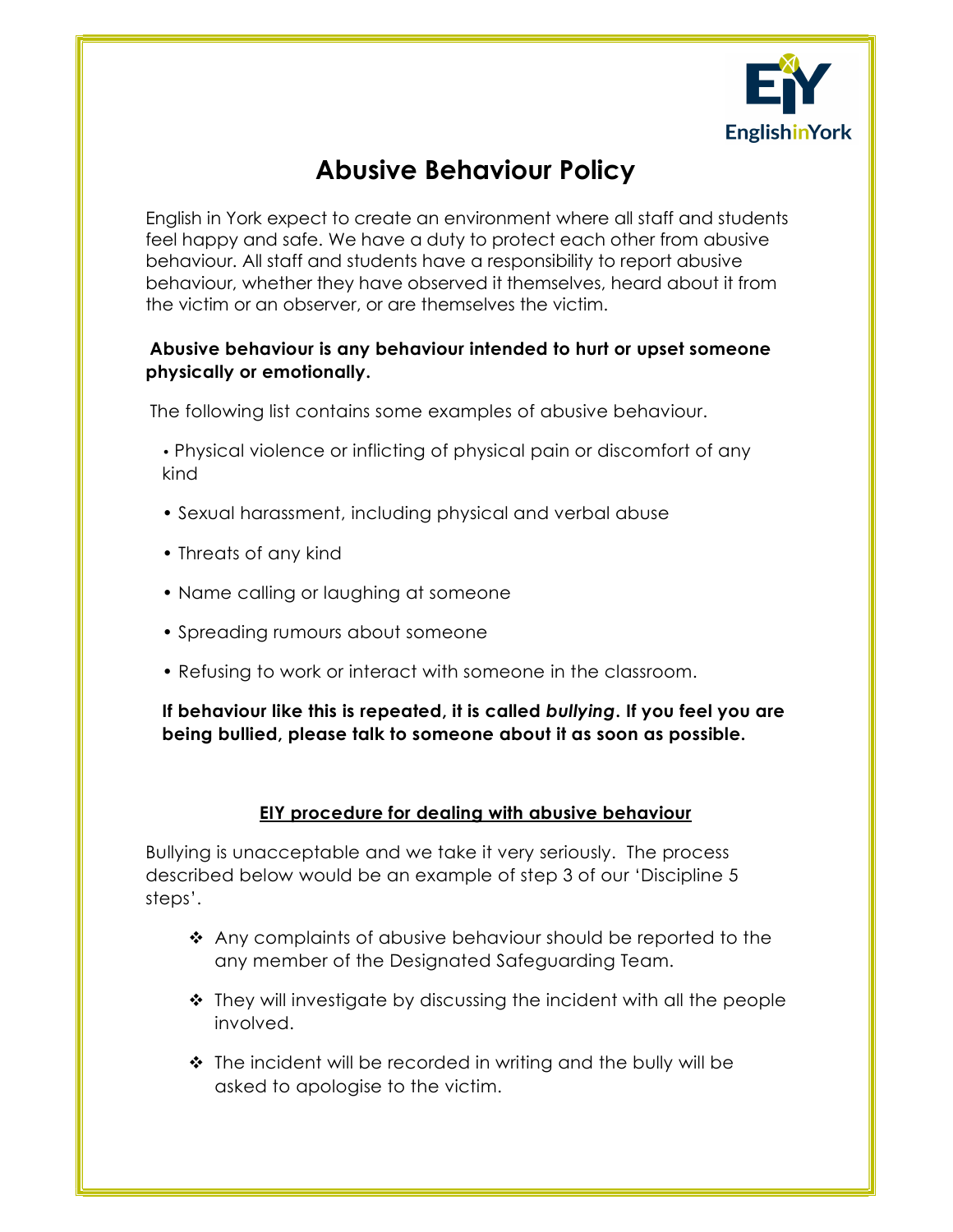# Abusive Behaviour Policy

English in York expect to create an environment where all staff and students feel happy and safe. We have a duty to protect each other from abusive behaviour. All staff and students have a responsibility to report abusive behaviour, whether they have observed it themselves, heard about it from the victim or an observer, or are themselves the victim.

**Abusive behaviour is any behaviour intended to hurt or upset someone physically or emotionally.**

The following list contains some examples of abusive behaviour.

- Physical violence or inflicting of physical pain or discomfort of any kind
- Sexual harassment, including physical and verbal abuse
- Threats of any kind
- Name calling or laughing at someone
- Spreading rumours about someone
- Refusing to work or interact with someone in the classroom.

**If behaviour like this is repeated, it is called *bullying*. If you feel you are being bullied, please talk to someone about it as soon as possible.**

## EIY procedure for dealing with abusive behaviour

Bullying is unacceptable and we take it very seriously. The process described below would be an example of step 3 of our 'Discipline 5 steps'.

- Any complaints of abusive behaviour should be reported to the any member of the Designated Safeguarding Team.
- They will investigate by discussing the incident with all the people involved.
- The incident will be recorded in writing and the bully will be asked to apologise to the victim.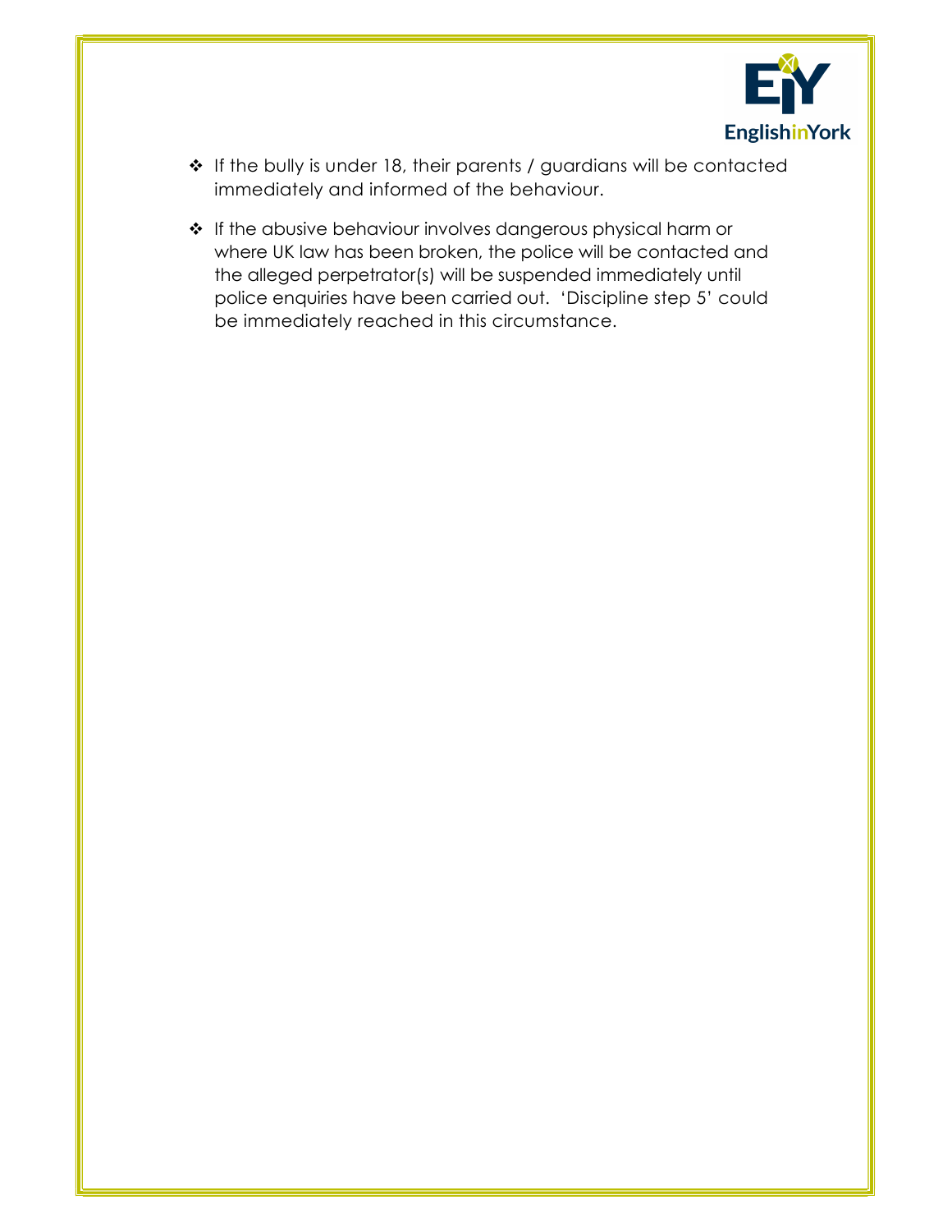- If the bully is under 18, their parents / guardians will be contacted immediately and informed of the behaviour.
- If the abusive behaviour involves dangerous physical harm or where UK law has been broken, the police will be contacted and the alleged perpetrator(s) will be suspended immediately until police enquiries have been carried out. 'Discipline step 5' could be immediately reached in this circumstance.